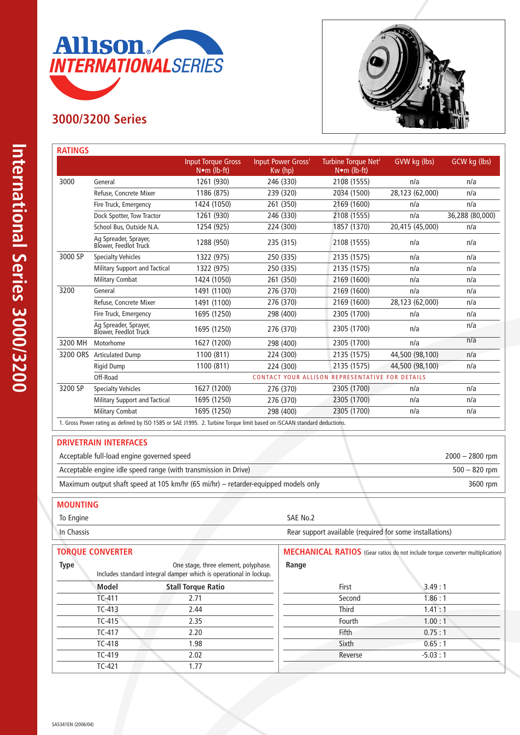# Allison INTERNATIONAL SERIES

## 3000/3200 Series

## RATINGS

| | | Input Torque Gross N•m (lb-ft) | Input Power Gross[1] Kw (hp) | Turbine Torque Net[2] N•m (lb-ft) | GVW kg (lbs) | GCW kg (lbs) |
|---|---|---|---|---|---|---|
| 3000 | General | 1261 (930) | 246 (330) | 2108 (1555) | n/a | n/a |
| | Refuse, Concrete Mixer | 1186 (875) | 239 (320) | 2034 (1500) | 28,123 (62,000) | n/a |
| | Fire Truck, Emergency | 1424 (1050) | 261 (350) | 2169 (1600) | n/a | n/a |
| | Dock Spotter, Tow Tractor | 1261 (930) | 246 (330) | 2108 (1555) | n/a | 36,288 (80,000) |
| | School Bus, Outside N.A. | 1254 (925) | 224 (300) | 1857 (1370) | 20,415 (45,000) | n/a |
| | Ag Spreader, Sprayer, Blower, Feedlot Truck | 1288 (950) | 235 (315) | 2108 (1555) | n/a | n/a |
| 3000 SP | Specialty Vehicles | 1322 (975) | 250 (335) | 2135 (1575) | n/a | n/a |
| | Military Support and Tactical | 1322 (975) | 250 (335) | 2135 (1575) | n/a | n/a |
| | Military Combat | 1424 (1050) | 261 (350) | 2169 (1600) | n/a | n/a |
| 3200 | General | 1491 (1100) | 276 (370) | 2169 (1600) | n/a | n/a |
| | Refuse, Concrete Mixer | 1491 (1100) | 276 (370) | 2169 (1600) | 28,123 (62,000) | n/a |
| | Fire Truck, Emergency | 1695 (1250) | 298 (400) | 2305 (1700) | n/a | n/a |
| | Ag Spreader, Sprayer, Blower, Feedlot Truck | 1695 (1250) | 276 (370) | 2305 (1700) | n/a | n/a |
| 3200 MH | Motorhome | 1627 (1200) | 298 (400) | 2305 (1700) | n/a | n/a |
| 3200 ORS | Articulated Dump | 1100 (811) | 224 (300) | 2135 (1575) | 44,500 (98,100) | n/a |
| | Rigid Dump | 1100 (811) | 224 (300) | 2135 (1575) | 44,500 (98,100) | n/a |
| | Off-Road | CONTACT YOUR ALLISON REPRESENTATIVE FOR DETAILS | | | | |
| 3200 SP | Specialty Vehicles | 1627 (1200) | 276 (370) | 2305 (1700) | n/a | n/a |
| | Military Support and Tactical | 1695 (1250) | 276 (370) | 2305 (1700) | n/a | n/a |
| | Military Combat | 1695 (1250) | 298 (400) | 2305 (1700) | n/a | n/a |

1. Gross Power rating as defined by ISO 1585 or SAE J1995. 2. Turbine Torque limit based on iSCAAN standard deductions.

## DRIVETRAIN INTERFACES

| | |
|---|---|
| Acceptable full-load engine governed speed | 2000 – 2800 rpm |
| Acceptable engine idle speed range (with transmission in Drive) | 500 – 820 rpm |
| Maximum output shaft speed at 105 km/hr (65 mi/hr) – retarder-equipped models only | 3600 rpm |

## MOUNTING

| | |
|---|---|
| To Engine | SAE No.2 |
| In Chassis | Rear support available (required for some installations) |

## TORQUE CONVERTER

**Type** One stage, three element, polyphase. Includes standard integral damper which is operational in lockup.

| Model | Stall Torque Ratio |
|---|---|
| TC-411 | 2.71 |
| TC-413 | 2.44 |
| TC-415 | 2.35 |
| TC-417 | 2.20 |
| TC-418 | 1.98 |
| TC-419 | 2.02 |
| TC-421 | 1.77 |

## MECHANICAL RATIOS (Gear ratios do not include torque converter multiplication)

**Range**

| | |
|---|---|
| First | 3.49 : 1 |
| Second | 1.86 : 1 |
| Third | 1.41 : 1 |
| Fourth | 1.00 : 1 |
| Fifth | 0.75 : 1 |
| Sixth | 0.65 : 1 |
| Reverse | -5.03 : 1 |

SA5341EN (2006/04)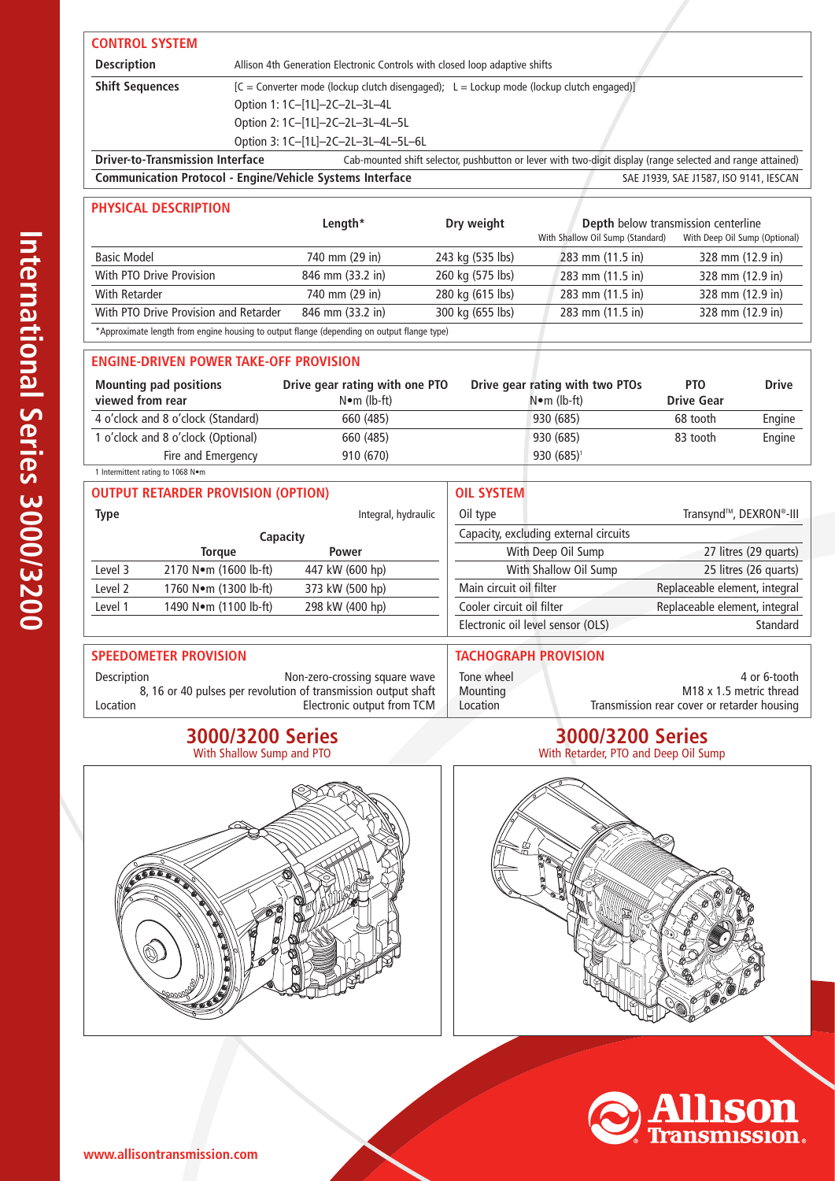## CONTROL SYSTEM

| | |
|---|---|
| **Description** | Allison 4th Generation Electronic Controls with closed loop adaptive shifts |
| **Shift Sequences** | [C = Converter mode (lockup clutch disengaged); L = Lockup mode (lockup clutch engaged)] |
| | Option 1: 1C–[1L]–2C–2L–3L–4L |
| | Option 2: 1C–[1L]–2C–2L–3L–4L–5L |
| | Option 3: 1C–[1L]–2C–2L–3L–4L–5L–6L |
| **Driver-to-Transmission Interface** | Cab-mounted shift selector, pushbutton or lever with two-digit display (range selected and range attained) |
| **Communication Protocol - Engine/Vehicle Systems Interface** | SAE J1939, SAE J1587, ISO 9141, IESCAN |

## PHYSICAL DESCRIPTION

| | Length* | Dry weight | Depth below transmission centerline With Shallow Oil Sump (Standard) | Depth below transmission centerline With Deep Oil Sump (Optional) |
|---|---|---|---|---|
| Basic Model | 740 mm (29 in) | 243 kg (535 lbs) | 283 mm (11.5 in) | 328 mm (12.9 in) |
| With PTO Drive Provision | 846 mm (33.2 in) | 260 kg (575 lbs) | 283 mm (11.5 in) | 328 mm (12.9 in) |
| With Retarder | 740 mm (29 in) | 280 kg (615 lbs) | 283 mm (11.5 in) | 328 mm (12.9 in) |
| With PTO Drive Provision and Retarder | 846 mm (33.2 in) | 300 kg (655 lbs) | 283 mm (11.5 in) | 328 mm (12.9 in) |

*Approximate length from engine housing to output flange (depending on output flange type)

## ENGINE-DRIVEN POWER TAKE-OFF PROVISION

| Mounting pad positions viewed from rear | Drive gear rating with one PTO N•m (lb-ft) | Drive gear rating with two PTOs N•m (lb-ft) | PTO Drive Gear | Drive |
|---|---|---|---|---|
| 4 o'clock and 8 o'clock (Standard) | 660 (485) | 930 (685) | 68 tooth | Engine |
| 1 o'clock and 8 o'clock (Optional) | 660 (485) | 930 (685) | 83 tooth | Engine |
| Fire and Emergency | 910 (670) | 930 (685)[1] | | |

1 Intermittent rating to 1068 N•m

## OUTPUT RETARDER PROVISION (OPTION)

**Type**: Integral, hydraulic

| Capacity | Torque | Power |
|---|---|---|
| Level 3 | 2170 N•m (1600 lb-ft) | 447 kW (600 hp) |
| Level 2 | 1760 N•m (1300 lb-ft) | 373 kW (500 hp) |
| Level 1 | 1490 N•m (1100 lb-ft) | 298 kW (400 hp) |

## OIL SYSTEM

| | |
|---|---|
| Oil type | Transynd™, DEXRON®-III |
| Capacity, excluding external circuits | |
| With Deep Oil Sump | 27 litres (29 quarts) |
| With Shallow Oil Sump | 25 litres (26 quarts) |
| Main circuit oil filter | Replaceable element, integral |
| Cooler circuit oil filter | Replaceable element, integral |
| Electronic oil level sensor (OLS) | Standard |

## SPEEDOMETER PROVISION

| | |
|---|---|
| Description | Non-zero-crossing square wave |
| | 8, 16 or 40 pulses per revolution of transmission output shaft |
| Location | Electronic output from TCM |

## TACHOGRAPH PROVISION

| | |
|---|---|
| Tone wheel | 4 or 6-tooth |
| Mounting | M18 x 1.5 metric thread |
| Location | Transmission rear cover or retarder housing |

**3000/3200 Series**
With Shallow Sump and PTO

**3000/3200 Series**
With Retarder, PTO and Deep Oil Sump

Allison Transmission

www.allisontransmission.com